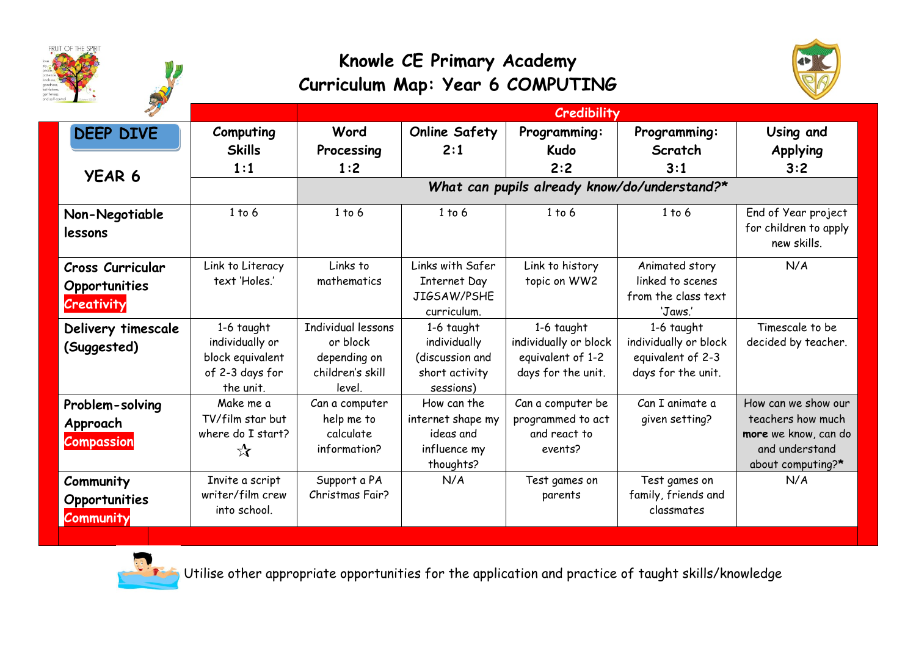# Knowle CE Primary Academy
## Curriculum Map: Year 6 COMPUTING

| | | Credibility | | | | |
|---|---|---|---|---|---|---|
| **DEEP DIVE** YEAR 6 | **Computing Skills 1:1** | **Word Processing 1:2** | **Online Safety 2:1** | **Programming: Kudo 2:2** | **Programming: Scratch 3:1** | **Using and Applying 3:2** |
| | | *What can pupils already know/do/understand?** | | | | |
| **Non-Negotiable lessons** | 1 to 6 | 1 to 6 | 1 to 6 | 1 to 6 | 1 to 6 | End of Year project for children to apply new skills. |
| **Cross Curricular Opportunities** Creativity | Link to Literacy text 'Holes.' | Links to mathematics | Links with Safer Internet Day JIGSAW/PSHE curriculum. | Link to history topic on WW2 | Animated story linked to scenes from the class text 'Jaws.' | N/A |
| **Delivery timescale (Suggested)** | 1-6 taught individually or block equivalent of 2-3 days for the unit. | Individual lessons or block depending on children's skill level. | 1-6 taught individually (discussion and short activity sessions) | 1-6 taught individually or block equivalent of 1-2 days for the unit. | 1-6 taught individually or block equivalent of 2-3 days for the unit. | Timescale to be decided by teacher. |
| **Problem-solving Approach** Compassion | Make me a TV/film star but where do I start? ☆ | Can a computer help me to calculate information? | How can the internet shape my ideas and influence my thoughts? | Can a computer be programmed to act and react to events? | Can I animate a given setting? | How can we show our teachers how much **more** we know, can do and understand about computing?* |
| **Community Opportunities** Community | Invite a script writer/film crew into school. | Support a PA Christmas Fair? | N/A | Test games on parents | Test games on family, friends and classmates | N/A |

Utilise other appropriate opportunities for the application and practice of taught skills/knowledge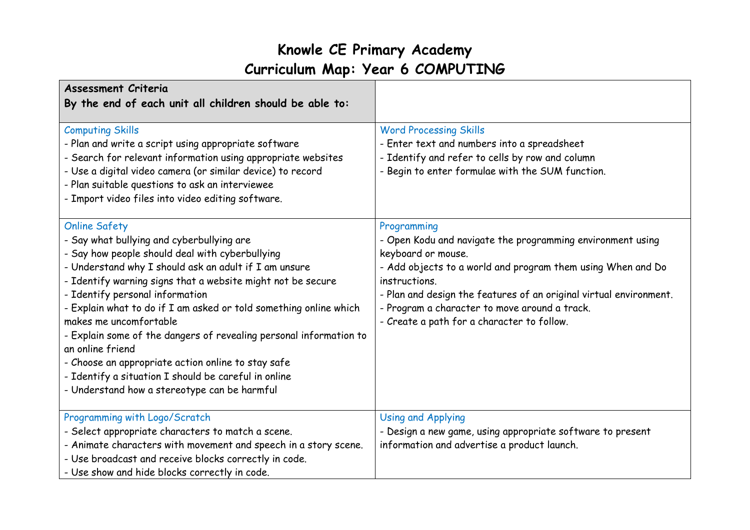# Knowle CE Primary Academy
# Curriculum Map: Year 6 COMPUTING

| **Assessment Criteria**<br>**By the end of each unit all children should be able to:** | |
|---|---|
| Computing Skills<br>- Plan and write a script using appropriate software<br>- Search for relevant information using appropriate websites<br>- Use a digital video camera (or similar device) to record<br>- Plan suitable questions to ask an interviewee<br>- Import video files into video editing software. | Word Processing Skills<br>- Enter text and numbers into a spreadsheet<br>- Identify and refer to cells by row and column<br>- Begin to enter formulae with the SUM function. |
| Online Safety<br>- Say what bullying and cyberbullying are<br>- Say how people should deal with cyberbullying<br>- Understand why I should ask an adult if I am unsure<br>- Identify warning signs that a website might not be secure<br>- Identify personal information<br>- Explain what to do if I am asked or told something online which makes me uncomfortable<br>- Explain some of the dangers of revealing personal information to an online friend<br>- Choose an appropriate action online to stay safe<br>- Identify a situation I should be careful in online<br>- Understand how a stereotype can be harmful | Programming<br>- Open Kodu and navigate the programming environment using keyboard or mouse.<br>- Add objects to a world and program them using When and Do instructions.<br>- Plan and design the features of an original virtual environment.<br>- Program a character to move around a track.<br>- Create a path for a character to follow. |
| Programming with Logo/Scratch<br>- Select appropriate characters to match a scene.<br>- Animate characters with movement and speech in a story scene.<br>- Use broadcast and receive blocks correctly in code.<br>- Use show and hide blocks correctly in code. | Using and Applying<br>- Design a new game, using appropriate software to present information and advertise a product launch. |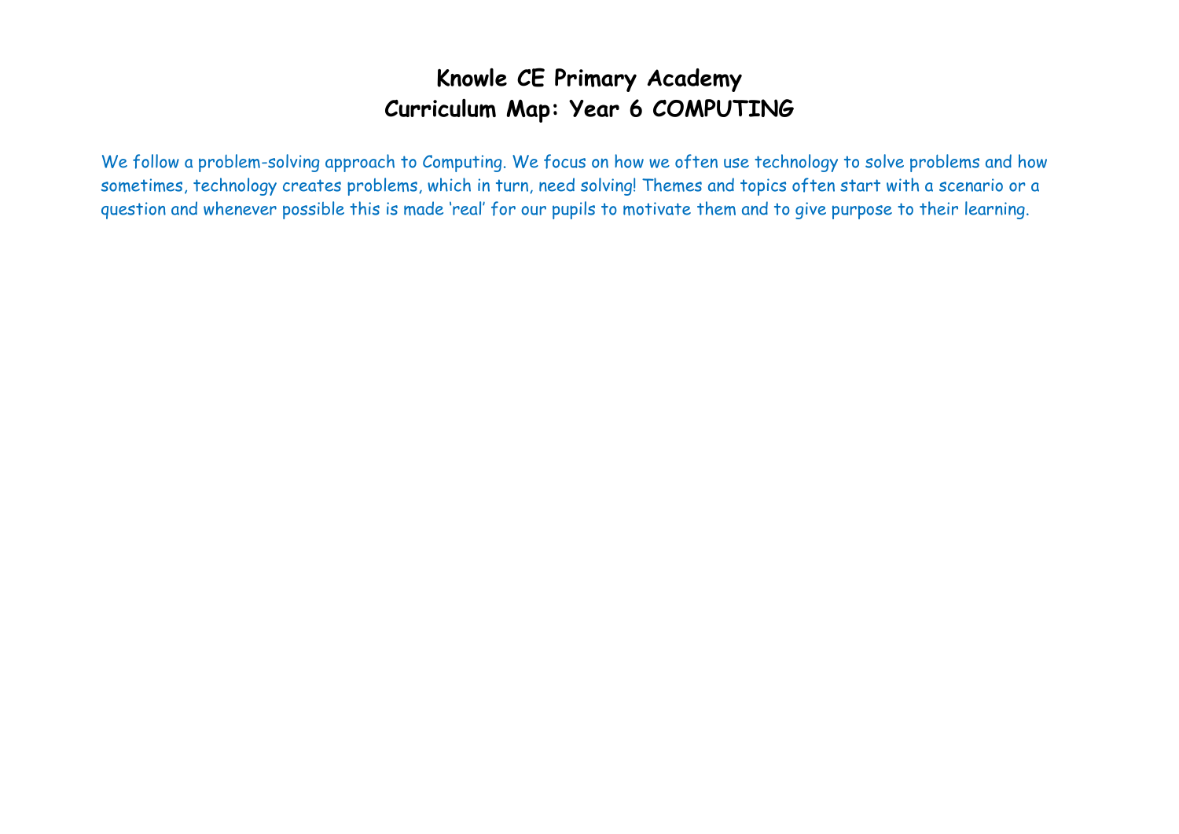# Knowle CE Primary Academy
# Curriculum Map: Year 6 COMPUTING

We follow a problem-solving approach to Computing. We focus on how we often use technology to solve problems and how sometimes, technology creates problems, which in turn, need solving! Themes and topics often start with a scenario or a question and whenever possible this is made 'real' for our pupils to motivate them and to give purpose to their learning.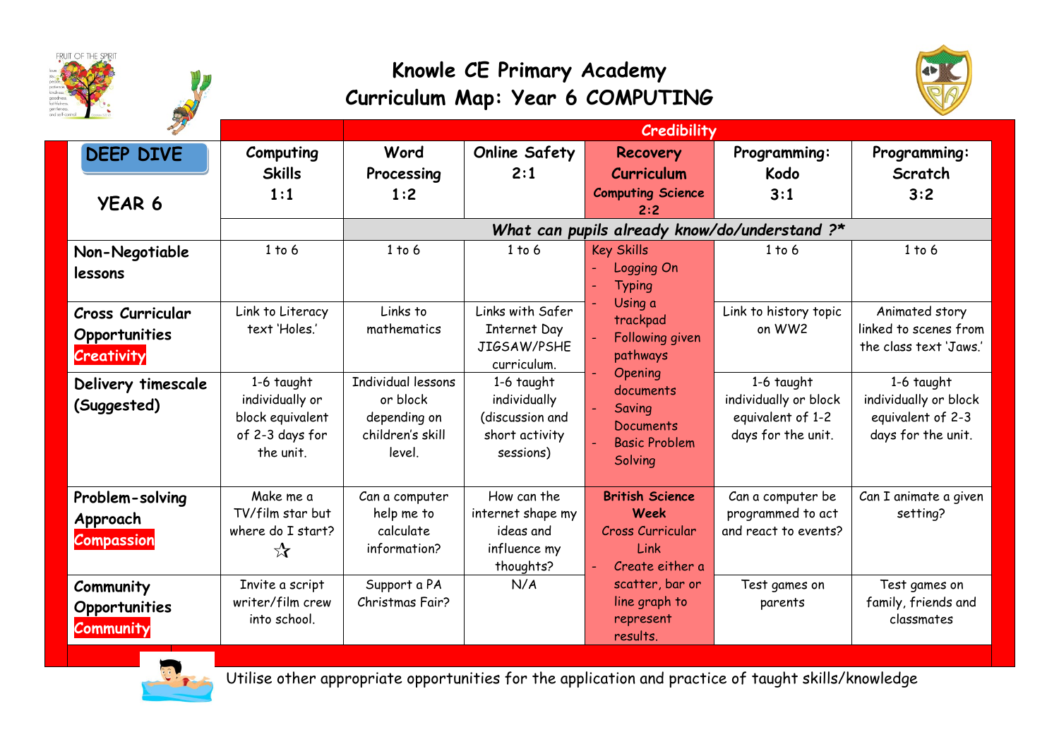# Knowle CE Primary Academy
## Curriculum Map: Year 6 COMPUTING

| DEEP DIVE YEAR 6 | Computing Skills 1:1 | Word Processing 1:2 | Online Safety 2:1 | Recovery Curriculum Computing Science 2:2 | Programming: Kodo 3:1 | Programming: Scratch 3:2 |
|---|---|---|---|---|---|---|
| | | **Credibility** | | | | |
| | | *What can pupils already know/do/understand ?** | | | | |
| **Non-Negotiable lessons** | 1 to 6 | 1 to 6 | 1 to 6 | Key Skills<br>- Logging On<br>- Typing<br>- Using a trackpad<br>- Following given pathways<br>- Opening documents<br>- Saving Documents<br>- Basic Problem Solving | 1 to 6 | 1 to 6 |
| **Cross Curricular Opportunities** Creativity | Link to Literacy text 'Holes.' | Links to mathematics | Links with Safer Internet Day JIGSAW/PSHE curriculum. | | Link to history topic on WW2 | Animated story linked to scenes from the class text 'Jaws.' |
| **Delivery timescale (Suggested)** | 1-6 taught individually or block equivalent of 2-3 days for the unit. | Individual lessons or block depending on children's skill level. | 1-6 taught individually (discussion and short activity sessions) | | 1-6 taught individually or block equivalent of 1-2 days for the unit. | 1-6 taught individually or block equivalent of 2-3 days for the unit. |
| **Problem-solving Approach** Compassion | Make me a TV/film star but where do I start? ☆ | Can a computer help me to calculate information? | How can the internet shape my ideas and influence my thoughts? | **British Science Week**<br>Cross Curricular Link<br>- Create either a scatter, bar or line graph to represent results. | Can a computer be programmed to act and react to events? | Can I animate a given setting? |
| **Community Opportunities** Community | Invite a script writer/film crew into school. | Support a PA Christmas Fair? | N/A | | Test games on parents | Test games on family, friends and classmates |

Utilise other appropriate opportunities for the application and practice of taught skills/knowledge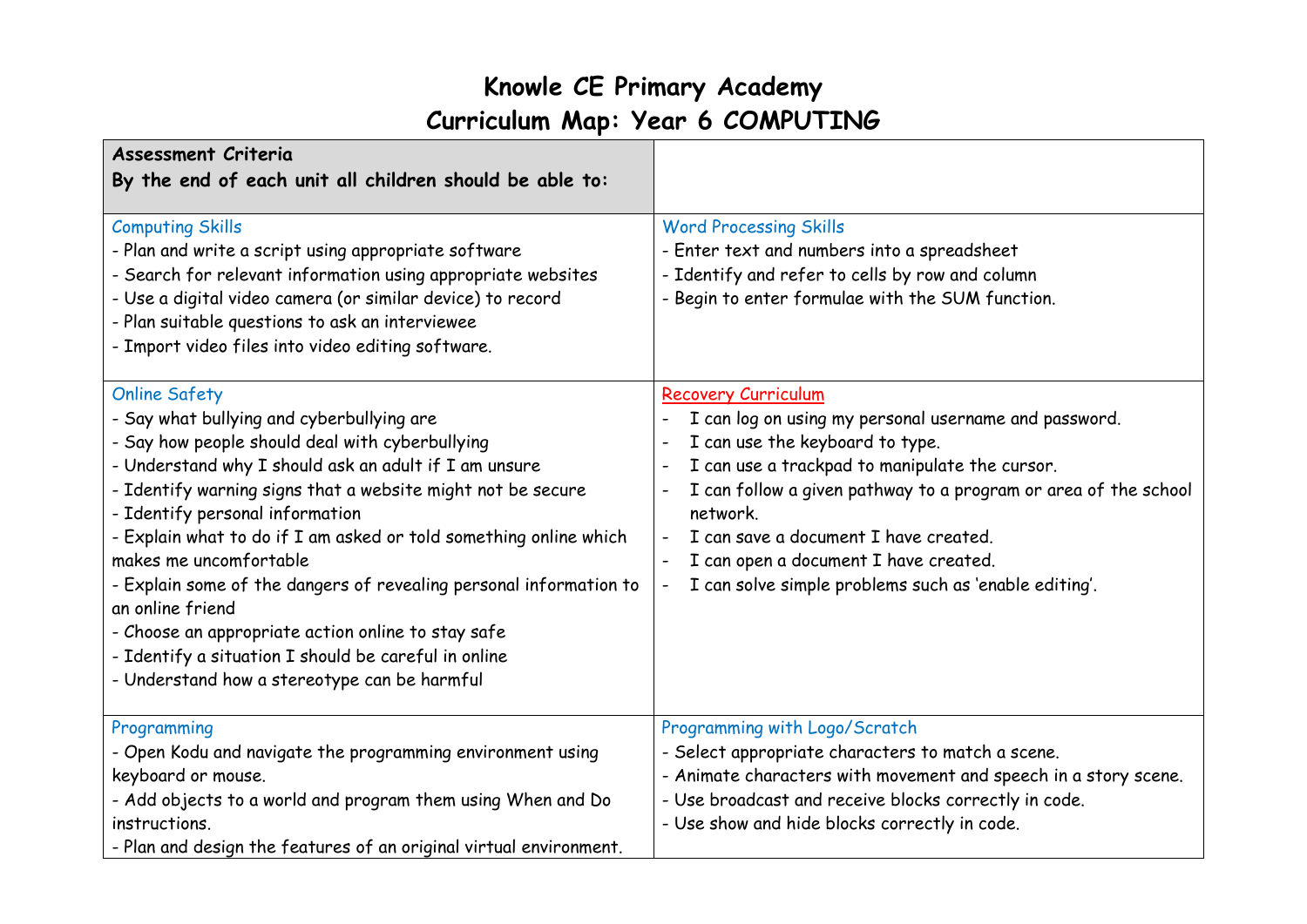# Knowle CE Primary Academy

# Curriculum Map: Year 6 COMPUTING

| **Assessment Criteria**<br>**By the end of each unit all children should be able to:** | |
|---|---|
| Computing Skills<br>- Plan and write a script using appropriate software<br>- Search for relevant information using appropriate websites<br>- Use a digital video camera (or similar device) to record<br>- Plan suitable questions to ask an interviewee<br>- Import video files into video editing software. | Word Processing Skills<br>- Enter text and numbers into a spreadsheet<br>- Identify and refer to cells by row and column<br>- Begin to enter formulae with the SUM function. |
| Online Safety<br>- Say what bullying and cyberbullying are<br>- Say how people should deal with cyberbullying<br>- Understand why I should ask an adult if I am unsure<br>- Identify warning signs that a website might not be secure<br>- Identify personal information<br>- Explain what to do if I am asked or told something online which makes me uncomfortable<br>- Explain some of the dangers of revealing personal information to an online friend<br>- Choose an appropriate action online to stay safe<br>- Identify a situation I should be careful in online<br>- Understand how a stereotype can be harmful | Recovery Curriculum<br>- I can log on using my personal username and password.<br>- I can use the keyboard to type.<br>- I can use a trackpad to manipulate the cursor.<br>- I can follow a given pathway to a program or area of the school network.<br>- I can save a document I have created.<br>- I can open a document I have created.<br>- I can solve simple problems such as 'enable editing'. |
| Programming<br>- Open Kodu and navigate the programming environment using keyboard or mouse.<br>- Add objects to a world and program them using When and Do instructions.<br>- Plan and design the features of an original virtual environment. | Programming with Logo/Scratch<br>- Select appropriate characters to match a scene.<br>- Animate characters with movement and speech in a story scene.<br>- Use broadcast and receive blocks correctly in code.<br>- Use show and hide blocks correctly in code. |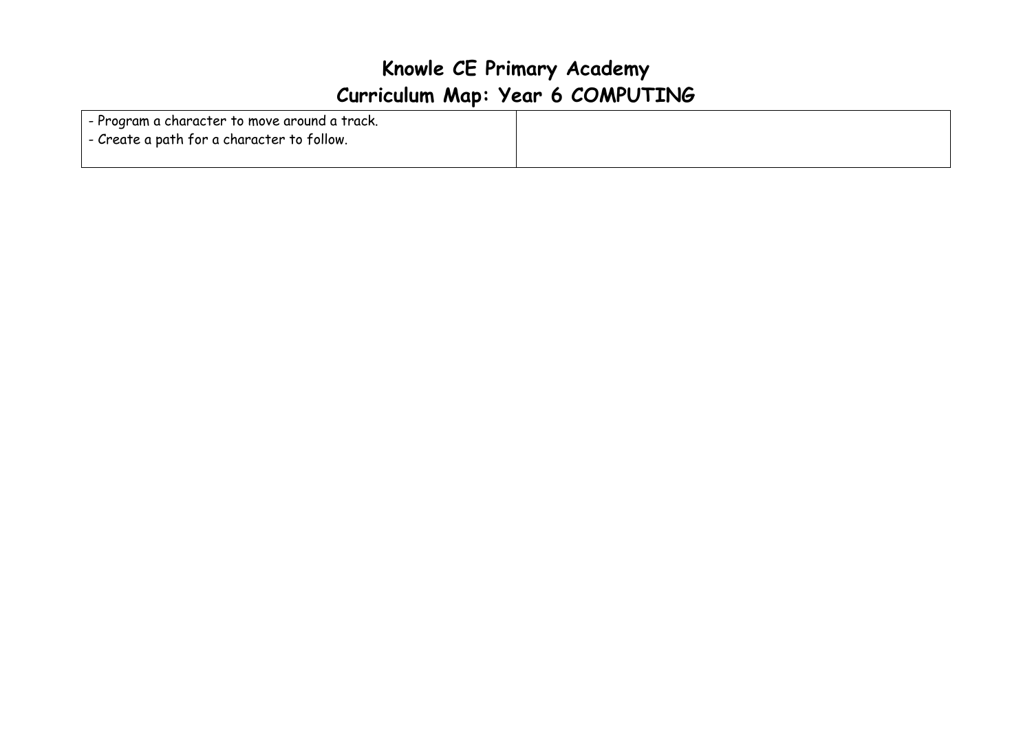# Knowle CE Primary Academy
## Curriculum Map: Year 6 COMPUTING

| | |
|---|---|
| - Program a character to move around a track.<br>- Create a path for a character to follow. | |